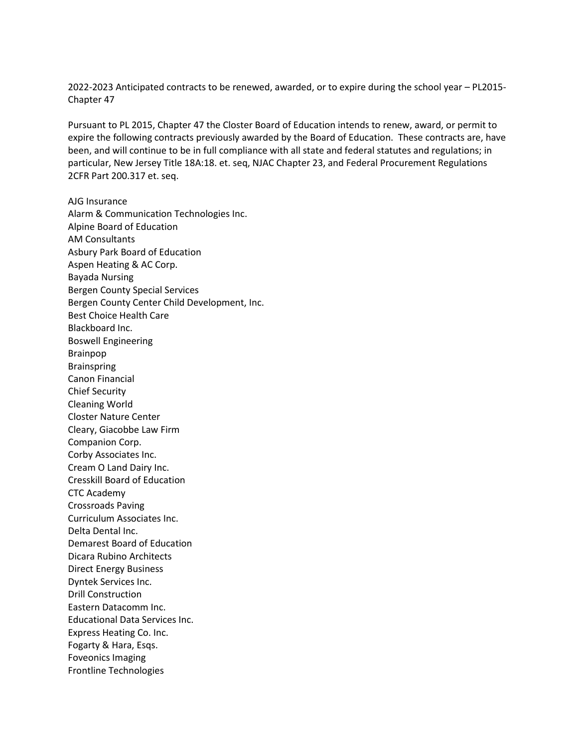2022-2023 Anticipated contracts to be renewed, awarded, or to expire during the school year – PL2015-Chapter 47

Pursuant to PL 2015, Chapter 47 the Closter Board of Education intends to renew, award, or permit to expire the following contracts previously awarded by the Board of Education. These contracts are, have been, and will continue to be in full compliance with all state and federal statutes and regulations; in particular, New Jersey Title 18A:18. et. seq, NJAC Chapter 23, and Federal Procurement Regulations 2CFR Part 200.317 et. seq.

AJG Insurance
Alarm & Communication Technologies Inc.
Alpine Board of Education
AM Consultants
Asbury Park Board of Education
Aspen Heating & AC Corp.
Bayada Nursing
Bergen County Special Services
Bergen County Center Child Development, Inc.
Best Choice Health Care
Blackboard Inc.
Boswell Engineering
Brainpop
Brainspring
Canon Financial
Chief Security
Cleaning World
Closter Nature Center
Cleary, Giacobbe Law Firm
Companion Corp.
Corby Associates Inc.
Cream O Land Dairy Inc.
Cresskill Board of Education
CTC Academy
Crossroads Paving
Curriculum Associates Inc.
Delta Dental Inc.
Demarest Board of Education
Dicara Rubino Architects
Direct Energy Business
Dyntek Services Inc.
Drill Construction
Eastern Datacomm Inc.
Educational Data Services Inc.
Express Heating Co. Inc.
Fogarty & Hara, Esqs.
Foveonics Imaging
Frontline Technologies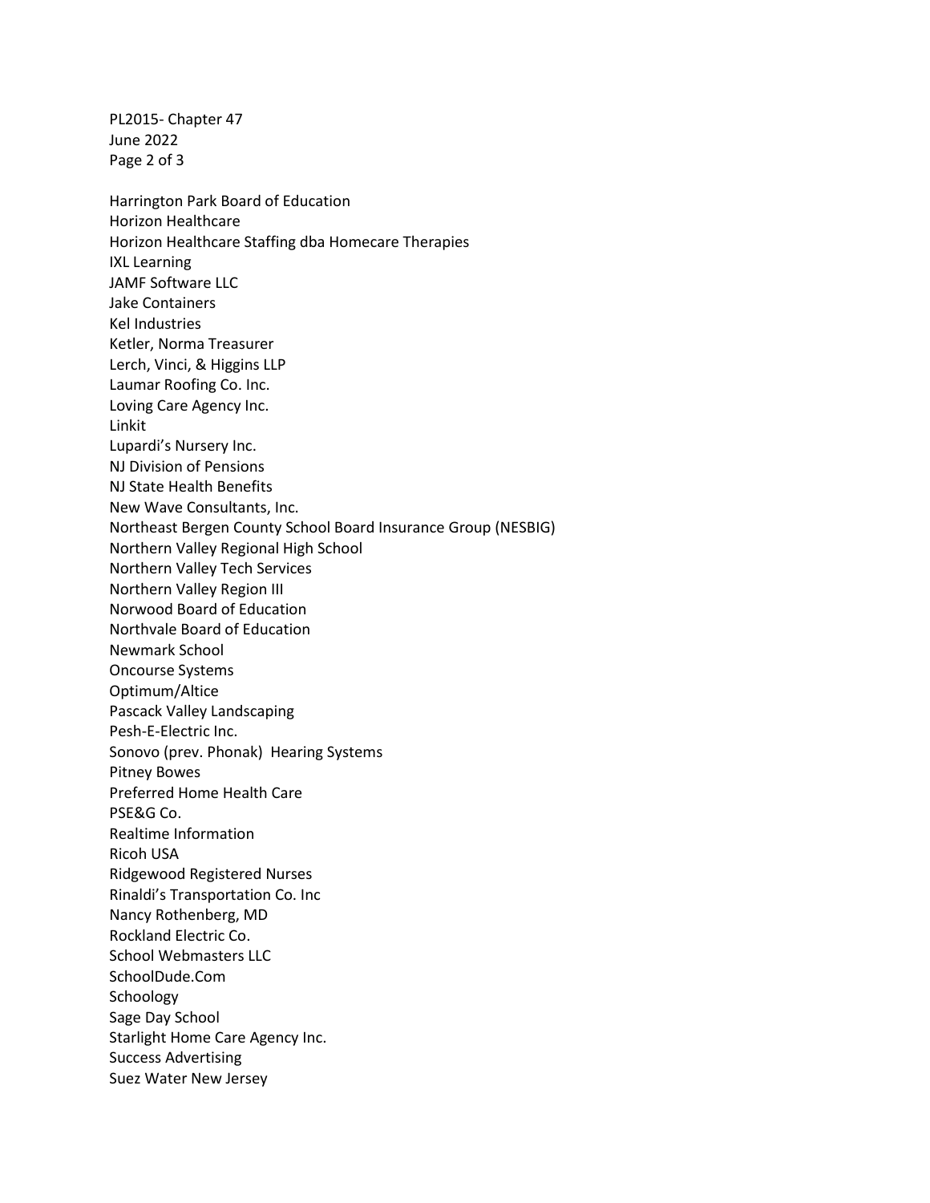Harrington Park Board of Education
Horizon Healthcare
Horizon Healthcare Staffing dba Homecare Therapies
IXL Learning
JAMF Software LLC
Jake Containers
Kel Industries
Ketler, Norma Treasurer
Lerch, Vinci, & Higgins LLP
Laumar Roofing Co. Inc.
Loving Care Agency Inc.
Linkit
Lupardi's Nursery Inc.
NJ Division of Pensions
NJ State Health Benefits
New Wave Consultants, Inc.
Northeast Bergen County School Board Insurance Group (NESBIG)
Northern Valley Regional High School
Northern Valley Tech Services
Northern Valley Region III
Norwood Board of Education
Northvale Board of Education
Newmark School
Oncourse Systems
Optimum/Altice
Pascack Valley Landscaping
Pesh-E-Electric Inc.
Sonovo (prev. Phonak) Hearing Systems
Pitney Bowes
Preferred Home Health Care
PSE&G Co.
Realtime Information
Ricoh USA
Ridgewood Registered Nurses
Rinaldi's Transportation Co. Inc
Nancy Rothenberg, MD
Rockland Electric Co.
School Webmasters LLC
SchoolDude.Com
Schoology
Sage Day School
Starlight Home Care Agency Inc.
Success Advertising
Suez Water New Jersey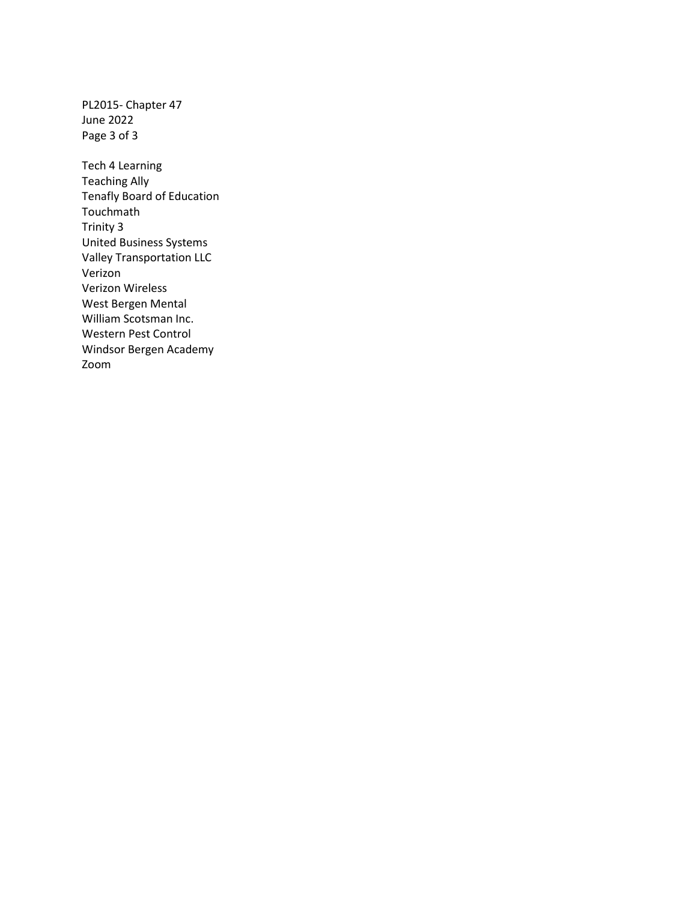Tech 4 Learning
Teaching Ally
Tenafly Board of Education
Touchmath
Trinity 3
United Business Systems
Valley Transportation LLC
Verizon
Verizon Wireless
West Bergen Mental
William Scotsman Inc.
Western Pest Control
Windsor Bergen Academy
Zoom